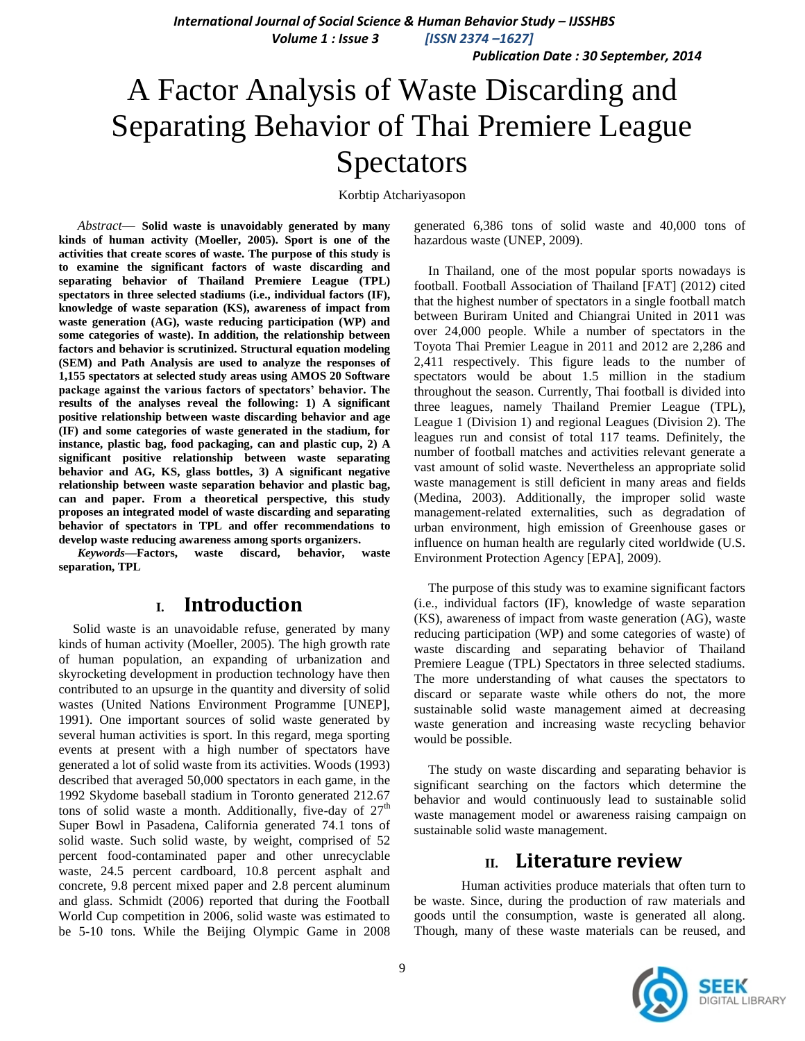# A Factor Analysis of Waste Discarding and Separating Behavior of Thai Premiere League Spectators

Korbtip Atchariyasopon

*Abstract*— **Solid waste is unavoidably generated by many kinds of human activity (Moeller, 2005). Sport is one of the activities that create scores of waste. The purpose of this study is to examine the significant factors of waste discarding and separating behavior of Thailand Premiere League (TPL) spectators in three selected stadiums (i.e., individual factors (IF), knowledge of waste separation (KS), awareness of impact from waste generation (AG), waste reducing participation (WP) and some categories of waste). In addition, the relationship between factors and behavior is scrutinized. Structural equation modeling (SEM) and Path Analysis are used to analyze the responses of 1,155 spectators at selected study areas using AMOS 20 Software package against the various factors of spectators' behavior. The results of the analyses reveal the following: 1) A significant positive relationship between waste discarding behavior and age (IF) and some categories of waste generated in the stadium, for instance, plastic bag, food packaging, can and plastic cup, 2) A significant positive relationship between waste separating behavior and AG, KS, glass bottles, 3) A significant negative relationship between waste separation behavior and plastic bag, can and paper. From a theoretical perspective, this study proposes an integrated model of waste discarding and separating behavior of spectators in TPL and offer recommendations to develop waste reducing awareness among sports organizers.**

*Keywords*—**Factors, waste discard, behavior, waste separation, TPL**

## I. Introduction

Solid waste is an unavoidable refuse, generated by many kinds of human activity (Moeller, 2005). The high growth rate of human population, an expanding of urbanization and skyrocketing development in production technology have then contributed to an upsurge in the quantity and diversity of solid wastes (United Nations Environment Programme [UNEP], 1991). One important sources of solid waste generated by several human activities is sport. In this regard, mega sporting events at present with a high number of spectators have generated a lot of solid waste from its activities. Woods (1993) described that averaged 50,000 spectators in each game, in the 1992 Skydome baseball stadium in Toronto generated 212.67 tons of solid waste a month. Additionally, five-day of 27th Super Bowl in Pasadena, California generated 74.1 tons of solid waste. Such solid waste, by weight, comprised of 52 percent food-contaminated paper and other unrecyclable waste, 24.5 percent cardboard, 10.8 percent asphalt and concrete, 9.8 percent mixed paper and 2.8 percent aluminum and glass. Schmidt (2006) reported that during the Football World Cup competition in 2006, solid waste was estimated to be 5-10 tons. While the Beijing Olympic Game in 2008 generated 6,386 tons of solid waste and 40,000 tons of hazardous waste (UNEP, 2009).

In Thailand, one of the most popular sports nowadays is football. Football Association of Thailand [FAT] (2012) cited that the highest number of spectators in a single football match between Buriram United and Chiangrai United in 2011 was over 24,000 people. While a number of spectators in the Toyota Thai Premier League in 2011 and 2012 are 2,286 and 2,411 respectively. This figure leads to the number of spectators would be about 1.5 million in the stadium throughout the season. Currently, Thai football is divided into three leagues, namely Thailand Premier League (TPL), League 1 (Division 1) and regional Leagues (Division 2). The leagues run and consist of total 117 teams. Definitely, the number of football matches and activities relevant generate a vast amount of solid waste. Nevertheless an appropriate solid waste management is still deficient in many areas and fields (Medina, 2003). Additionally, the improper solid waste management-related externalities, such as degradation of urban environment, high emission of Greenhouse gases or influence on human health are regularly cited worldwide (U.S. Environment Protection Agency [EPA], 2009).

The purpose of this study was to examine significant factors (i.e., individual factors (IF), knowledge of waste separation (KS), awareness of impact from waste generation (AG), waste reducing participation (WP) and some categories of waste) of waste discarding and separating behavior of Thailand Premiere League (TPL) Spectators in three selected stadiums. The more understanding of what causes the spectators to discard or separate waste while others do not, the more sustainable solid waste management aimed at decreasing waste generation and increasing waste recycling behavior would be possible.

The study on waste discarding and separating behavior is significant searching on the factors which determine the behavior and would continuously lead to sustainable solid waste management model or awareness raising campaign on sustainable solid waste management.

## II. Literature review

Human activities produce materials that often turn to be waste. Since, during the production of raw materials and goods until the consumption, waste is generated all along. Though, many of these waste materials can be reused, and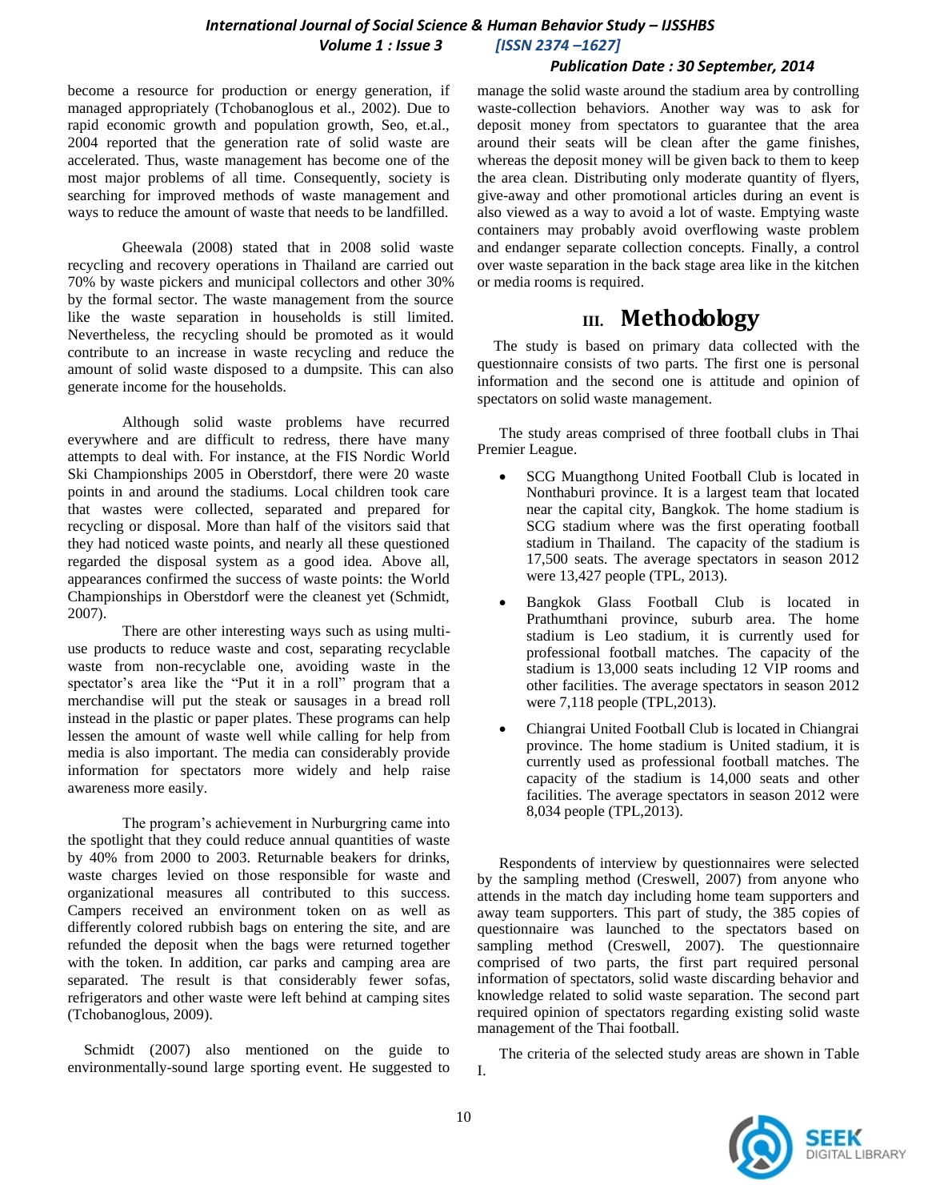become a resource for production or energy generation, if managed appropriately (Tchobanoglous et al., 2002). Due to rapid economic growth and population growth, Seo, et.al., 2004 reported that the generation rate of solid waste are accelerated. Thus, waste management has become one of the most major problems of all time. Consequently, society is searching for improved methods of waste management and ways to reduce the amount of waste that needs to be landfilled.

Gheewala (2008) stated that in 2008 solid waste recycling and recovery operations in Thailand are carried out 70% by waste pickers and municipal collectors and other 30% by the formal sector. The waste management from the source like the waste separation in households is still limited. Nevertheless, the recycling should be promoted as it would contribute to an increase in waste recycling and reduce the amount of solid waste disposed to a dumpsite. This can also generate income for the households.

Although solid waste problems have recurred everywhere and are difficult to redress, there have many attempts to deal with. For instance, at the FIS Nordic World Ski Championships 2005 in Oberstdorf, there were 20 waste points in and around the stadiums. Local children took care that wastes were collected, separated and prepared for recycling or disposal. More than half of the visitors said that they had noticed waste points, and nearly all these questioned regarded the disposal system as a good idea. Above all, appearances confirmed the success of waste points: the World Championships in Oberstdorf were the cleanest yet (Schmidt, 2007).

There are other interesting ways such as using multi-use products to reduce waste and cost, separating recyclable waste from non-recyclable one, avoiding waste in the spectator's area like the "Put it in a roll" program that a merchandise will put the steak or sausages in a bread roll instead in the plastic or paper plates. These programs can help lessen the amount of waste well while calling for help from media is also important. The media can considerably provide information for spectators more widely and help raise awareness more easily.

The program's achievement in Nurburgring came into the spotlight that they could reduce annual quantities of waste by 40% from 2000 to 2003. Returnable beakers for drinks, waste charges levied on those responsible for waste and organizational measures all contributed to this success. Campers received an environment token on as well as differently colored rubbish bags on entering the site, and are refunded the deposit when the bags were returned together with the token. In addition, car parks and camping area are separated. The result is that considerably fewer sofas, refrigerators and other waste were left behind at camping sites (Tchobanoglous, 2009).

Schmidt (2007) also mentioned on the guide to environmentally-sound large sporting event. He suggested to manage the solid waste around the stadium area by controlling waste-collection behaviors. Another way was to ask for deposit money from spectators to guarantee that the area around their seats will be clean after the game finishes, whereas the deposit money will be given back to them to keep the area clean. Distributing only moderate quantity of flyers, give-away and other promotional articles during an event is also viewed as a way to avoid a lot of waste. Emptying waste containers may probably avoid overflowing waste problem and endanger separate collection concepts. Finally, a control over waste separation in the back stage area like in the kitchen or media rooms is required.

# III. Methodology

The study is based on primary data collected with the questionnaire consists of two parts. The first one is personal information and the second one is attitude and opinion of spectators on solid waste management.

The study areas comprised of three football clubs in Thai Premier League.

- SCG Muangthong United Football Club is located in Nonthaburi province. It is a largest team that located near the capital city, Bangkok. The home stadium is SCG stadium where was the first operating football stadium in Thailand. The capacity of the stadium is 17,500 seats. The average spectators in season 2012 were 13,427 people (TPL, 2013).
- Bangkok Glass Football Club is located in Prathumthani province, suburb area. The home stadium is Leo stadium, it is currently used for professional football matches. The capacity of the stadium is 13,000 seats including 12 VIP rooms and other facilities. The average spectators in season 2012 were 7,118 people (TPL,2013).
- Chiangrai United Football Club is located in Chiangrai province. The home stadium is United stadium, it is currently used as professional football matches. The capacity of the stadium is 14,000 seats and other facilities. The average spectators in season 2012 were 8,034 people (TPL,2013).

Respondents of interview by questionnaires were selected by the sampling method (Creswell, 2007) from anyone who attends in the match day including home team supporters and away team supporters. This part of study, the 385 copies of questionnaire was launched to the spectators based on sampling method (Creswell, 2007). The questionnaire comprised of two parts, the first part required personal information of spectators, solid waste discarding behavior and knowledge related to solid waste separation. The second part required opinion of spectators regarding existing solid waste management of the Thai football.

The criteria of the selected study areas are shown in Table I.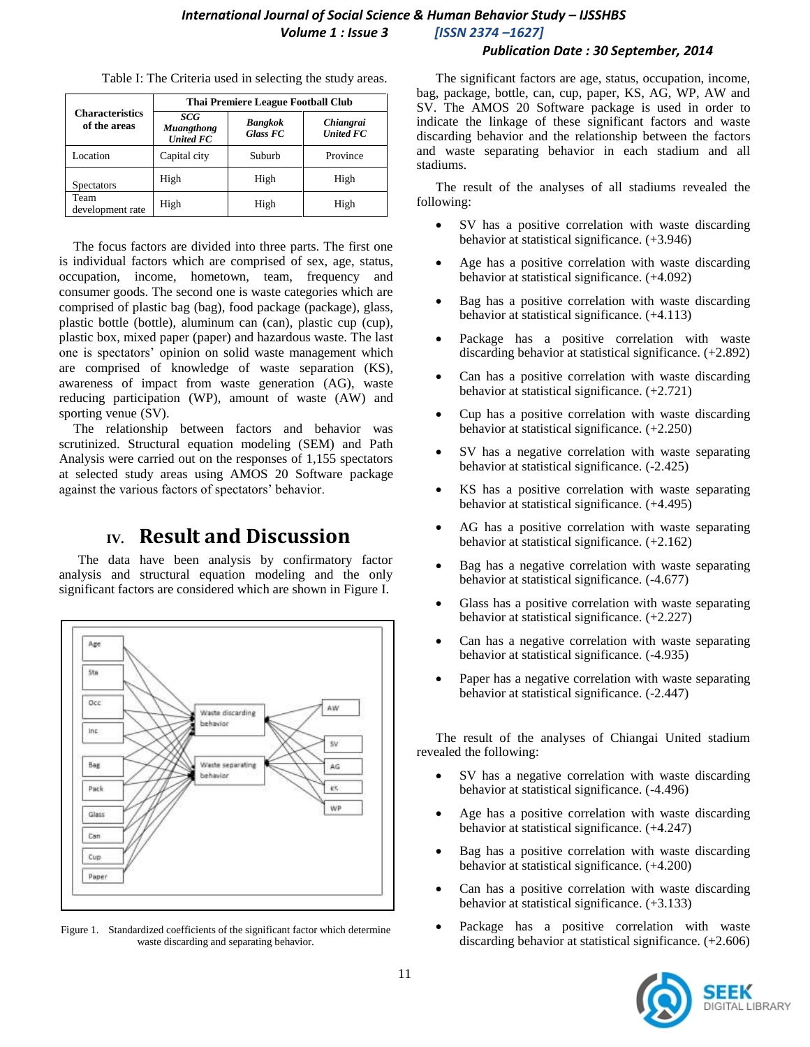Table I: The Criteria used in selecting the study areas.

| Characteristics of the areas | Thai Premiere League Football Club | | |
|---|---|---|---|
| | *SCG Muangthong United FC* | *Bangkok Glass FC* | *Chiangrai United FC* |
| Location | Capital city | Suburb | Province |
| Spectators | High | High | High |
| Team development rate | High | High | High |

The focus factors are divided into three parts. The first one is individual factors which are comprised of sex, age, status, occupation, income, hometown, team, frequency and consumer goods. The second one is waste categories which are comprised of plastic bag (bag), food package (package), glass, plastic bottle (bottle), aluminum can (can), plastic cup (cup), plastic box, mixed paper (paper) and hazardous waste. The last one is spectators' opinion on solid waste management which are comprised of knowledge of waste separation (KS), awareness of impact from waste generation (AG), waste reducing participation (WP), amount of waste (AW) and sporting venue (SV).

The relationship between factors and behavior was scrutinized. Structural equation modeling (SEM) and Path Analysis were carried out on the responses of 1,155 spectators at selected study areas using AMOS 20 Software package against the various factors of spectators' behavior.

# IV. Result and Discussion

The data have been analysis by confirmatory factor analysis and structural equation modeling and the only significant factors are considered which are shown in Figure I.

Figure 1. Standardized coefficients of the significant factor which determine waste discarding and separating behavior.

The significant factors are age, status, occupation, income, bag, package, bottle, can, cup, paper, KS, AG, WP, AW and SV. The AMOS 20 Software package is used in order to indicate the linkage of these significant factors and waste discarding behavior and the relationship between the factors and waste separating behavior in each stadium and all stadiums.

The result of the analyses of all stadiums revealed the following:

- SV has a positive correlation with waste discarding behavior at statistical significance. (+3.946)
- Age has a positive correlation with waste discarding behavior at statistical significance. (+4.092)
- Bag has a positive correlation with waste discarding behavior at statistical significance. (+4.113)
- Package has a positive correlation with waste discarding behavior at statistical significance. (+2.892)
- Can has a positive correlation with waste discarding behavior at statistical significance. (+2.721)
- Cup has a positive correlation with waste discarding behavior at statistical significance. (+2.250)
- SV has a negative correlation with waste separating behavior at statistical significance. (-2.425)
- KS has a positive correlation with waste separating behavior at statistical significance. (+4.495)
- AG has a positive correlation with waste separating behavior at statistical significance. (+2.162)
- Bag has a negative correlation with waste separating behavior at statistical significance. (-4.677)
- Glass has a positive correlation with waste separating behavior at statistical significance. (+2.227)
- Can has a negative correlation with waste separating behavior at statistical significance. (-4.935)
- Paper has a negative correlation with waste separating behavior at statistical significance. (-2.447)

The result of the analyses of Chiangai United stadium revealed the following:

- SV has a negative correlation with waste discarding behavior at statistical significance. (-4.496)
- Age has a positive correlation with waste discarding behavior at statistical significance. (+4.247)
- Bag has a positive correlation with waste discarding behavior at statistical significance. (+4.200)
- Can has a positive correlation with waste discarding behavior at statistical significance. (+3.133)
- Package has a positive correlation with waste discarding behavior at statistical significance. (+2.606)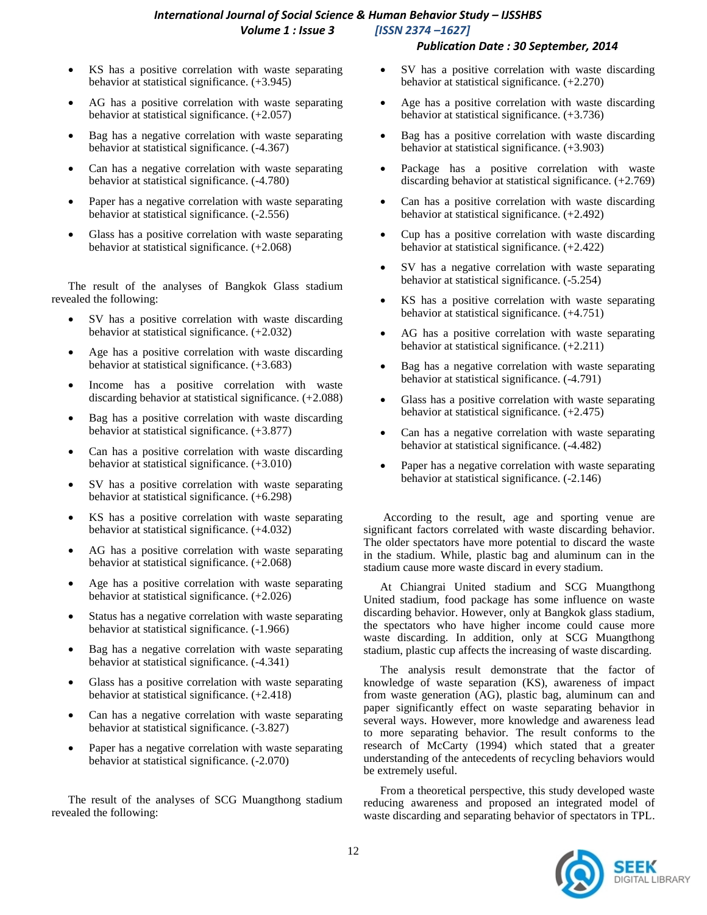- KS has a positive correlation with waste separating behavior at statistical significance. (+3.945)
- AG has a positive correlation with waste separating behavior at statistical significance. (+2.057)
- Bag has a negative correlation with waste separating behavior at statistical significance. (-4.367)
- Can has a negative correlation with waste separating behavior at statistical significance. (-4.780)
- Paper has a negative correlation with waste separating behavior at statistical significance. (-2.556)
- Glass has a positive correlation with waste separating behavior at statistical significance. (+2.068)

The result of the analyses of Bangkok Glass stadium revealed the following:

- SV has a positive correlation with waste discarding behavior at statistical significance. (+2.032)
- Age has a positive correlation with waste discarding behavior at statistical significance. (+3.683)
- Income has a positive correlation with waste discarding behavior at statistical significance. (+2.088)
- Bag has a positive correlation with waste discarding behavior at statistical significance. (+3.877)
- Can has a positive correlation with waste discarding behavior at statistical significance. (+3.010)
- SV has a positive correlation with waste separating behavior at statistical significance. (+6.298)
- KS has a positive correlation with waste separating behavior at statistical significance. (+4.032)
- AG has a positive correlation with waste separating behavior at statistical significance. (+2.068)
- Age has a positive correlation with waste separating behavior at statistical significance. (+2.026)
- Status has a negative correlation with waste separating behavior at statistical significance. (-1.966)
- Bag has a negative correlation with waste separating behavior at statistical significance. (-4.341)
- Glass has a positive correlation with waste separating behavior at statistical significance. (+2.418)
- Can has a negative correlation with waste separating behavior at statistical significance. (-3.827)
- Paper has a negative correlation with waste separating behavior at statistical significance. (-2.070)

The result of the analyses of SCG Muangthong stadium revealed the following:

- SV has a positive correlation with waste discarding behavior at statistical significance. (+2.270)
- Age has a positive correlation with waste discarding behavior at statistical significance. (+3.736)
- Bag has a positive correlation with waste discarding behavior at statistical significance. (+3.903)
- Package has a positive correlation with waste discarding behavior at statistical significance. (+2.769)
- Can has a positive correlation with waste discarding behavior at statistical significance. (+2.492)
- Cup has a positive correlation with waste discarding behavior at statistical significance. (+2.422)
- SV has a negative correlation with waste separating behavior at statistical significance. (-5.254)
- KS has a positive correlation with waste separating behavior at statistical significance. (+4.751)
- AG has a positive correlation with waste separating behavior at statistical significance. (+2.211)
- Bag has a negative correlation with waste separating behavior at statistical significance. (-4.791)
- Glass has a positive correlation with waste separating behavior at statistical significance. (+2.475)
- Can has a negative correlation with waste separating behavior at statistical significance. (-4.482)
- Paper has a negative correlation with waste separating behavior at statistical significance. (-2.146)

According to the result, age and sporting venue are significant factors correlated with waste discarding behavior. The older spectators have more potential to discard the waste in the stadium. While, plastic bag and aluminum can in the stadium cause more waste discard in every stadium.

At Chiangrai United stadium and SCG Muangthong United stadium, food package has some influence on waste discarding behavior. However, only at Bangkok glass stadium, the spectators who have higher income could cause more waste discarding. In addition, only at SCG Muangthong stadium, plastic cup affects the increasing of waste discarding.

The analysis result demonstrate that the factor of knowledge of waste separation (KS), awareness of impact from waste generation (AG), plastic bag, aluminum can and paper significantly effect on waste separating behavior in several ways. However, more knowledge and awareness lead to more separating behavior. The result conforms to the research of McCarty (1994) which stated that a greater understanding of the antecedents of recycling behaviors would be extremely useful.

From a theoretical perspective, this study developed waste reducing awareness and proposed an integrated model of waste discarding and separating behavior of spectators in TPL.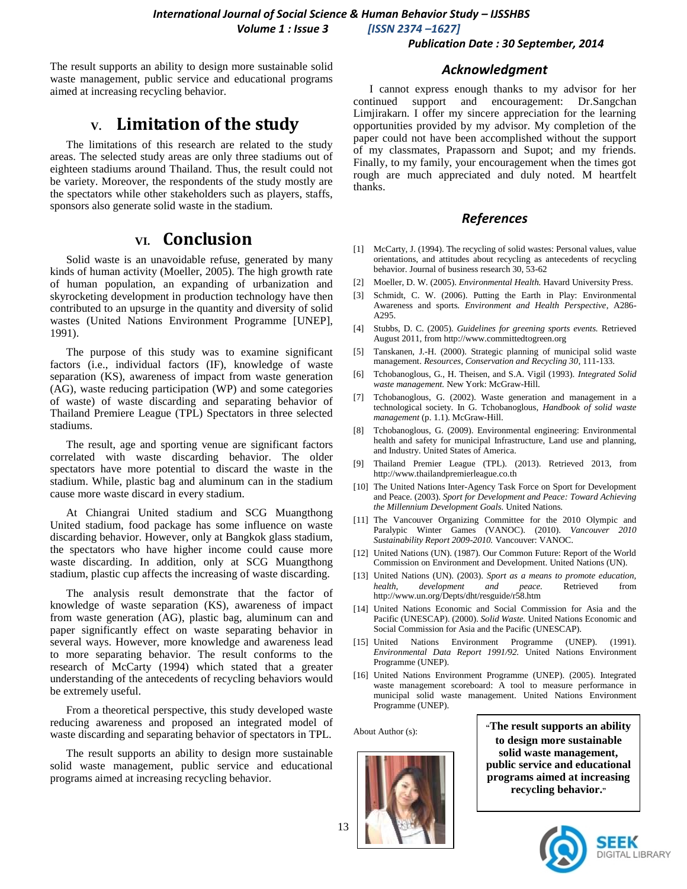The result supports an ability to design more sustainable solid waste management, public service and educational programs aimed at increasing recycling behavior.

## V. Limitation of the study

The limitations of this research are related to the study areas. The selected study areas are only three stadiums out of eighteen stadiums around Thailand. Thus, the result could not be variety. Moreover, the respondents of the study mostly are the spectators while other stakeholders such as players, staffs, sponsors also generate solid waste in the stadium.

## VI. Conclusion

Solid waste is an unavoidable refuse, generated by many kinds of human activity (Moeller, 2005). The high growth rate of human population, an expanding of urbanization and skyrocketing development in production technology have then contributed to an upsurge in the quantity and diversity of solid wastes (United Nations Environment Programme [UNEP], 1991).

The purpose of this study was to examine significant factors (i.e., individual factors (IF), knowledge of waste separation (KS), awareness of impact from waste generation (AG), waste reducing participation (WP) and some categories of waste) of waste discarding and separating behavior of Thailand Premiere League (TPL) Spectators in three selected stadiums.

The result, age and sporting venue are significant factors correlated with waste discarding behavior. The older spectators have more potential to discard the waste in the stadium. While, plastic bag and aluminum can in the stadium cause more waste discard in every stadium.

At Chiangrai United stadium and SCG Muangthong United stadium, food package has some influence on waste discarding behavior. However, only at Bangkok glass stadium, the spectators who have higher income could cause more waste discarding. In addition, only at SCG Muangthong stadium, plastic cup affects the increasing of waste discarding.

The analysis result demonstrate that the factor of knowledge of waste separation (KS), awareness of impact from waste generation (AG), plastic bag, aluminum can and paper significantly effect on waste separating behavior in several ways. However, more knowledge and awareness lead to more separating behavior. The result conforms to the research of McCarty (1994) which stated that a greater understanding of the antecedents of recycling behaviors would be extremely useful.

From a theoretical perspective, this study developed waste reducing awareness and proposed an integrated model of waste discarding and separating behavior of spectators in TPL.

The result supports an ability to design more sustainable solid waste management, public service and educational programs aimed at increasing recycling behavior.

### *Acknowledgment*

I cannot express enough thanks to my advisor for her continued support and encouragement: Dr.Sangchan Limjirakarn. I offer my sincere appreciation for the learning opportunities provided by my advisor. My completion of the paper could not have been accomplished without the support of my classmates, Prapassorn and Supot; and my friends. Finally, to my family, your encouragement when the times got rough are much appreciated and duly noted. M heartfelt thanks.

### *References*

[1] McCarty, J. (1994). The recycling of solid wastes: Personal values, value orientations, and attitudes about recycling as antecedents of recycling behavior. Journal of business research 30, 53-62

[2] Moeller, D. W. (2005). *Environmental Health.* Havard University Press.

[3] Schmidt, C. W. (2006). Putting the Earth in Play: Environmental Awareness and sports. *Environment and Health Perspective*, A286-A295.

[4] Stubbs, D. C. (2005). *Guidelines for greening sports events.* Retrieved August 2011, from http://www.committedtogreen.org

[5] Tanskanen, J.-H. (2000). Strategic planning of municipal solid waste management. *Resources, Conservation and Recycling 30*, 111-133.

[6] Tchobanoglous, G., H. Theisen, and S.A. Vigil (1993). *Integrated Solid waste management.* New York: McGraw-Hill.

[7] Tchobanoglous, G. (2002). Waste generation and management in a technological society. In G. Tchobanoglous, *Handbook of solid waste management* (p. 1.1). McGraw-Hill.

[8] Tchobanoglous, G. (2009). Environmental engineering: Environmental health and safety for municipal Infrastructure, Land use and planning, and Industry. United States of America.

[9] Thailand Premier League (TPL). (2013). Retrieved 2013, from http://www.thailandpremierleague.co.th

[10] The United Nations Inter-Agency Task Force on Sport for Development and Peace. (2003). *Sport for Development and Peace: Toward Achieving the Millennium Development Goals.* United Nations.

[11] The Vancouver Organizing Committee for the 2010 Olympic and Paralypic Winter Games (VANOC). (2010). *Vancouver 2010 Sustainability Report 2009-2010.* Vancouver: VANOC.

[12] United Nations (UN). (1987). Our Common Future: Report of the World Commission on Environment and Development. United Nations (UN).

[13] United Nations (UN). (2003). *Sport as a means to promote education, health, development and peace.* Retrieved from http://www.un.org/Depts/dht/resguide/r58.htm

[14] United Nations Economic and Social Commission for Asia and the Pacific (UNESCAP). (2000). *Solid Waste.* United Nations Economic and Social Commission for Asia and the Pacific (UNESCAP).

[15] United Nations Environment Programme (UNEP). (1991). *Environmental Data Report 1991/92.* United Nations Environment Programme (UNEP).

[16] United Nations Environment Programme (UNEP). (2005). Integrated waste management scoreboard: A tool to measure performance in municipal solid waste management. United Nations Environment Programme (UNEP).

About Author (s):

**"The result supports an ability to design more sustainable solid waste management, public service and educational programs aimed at increasing recycling behavior."**